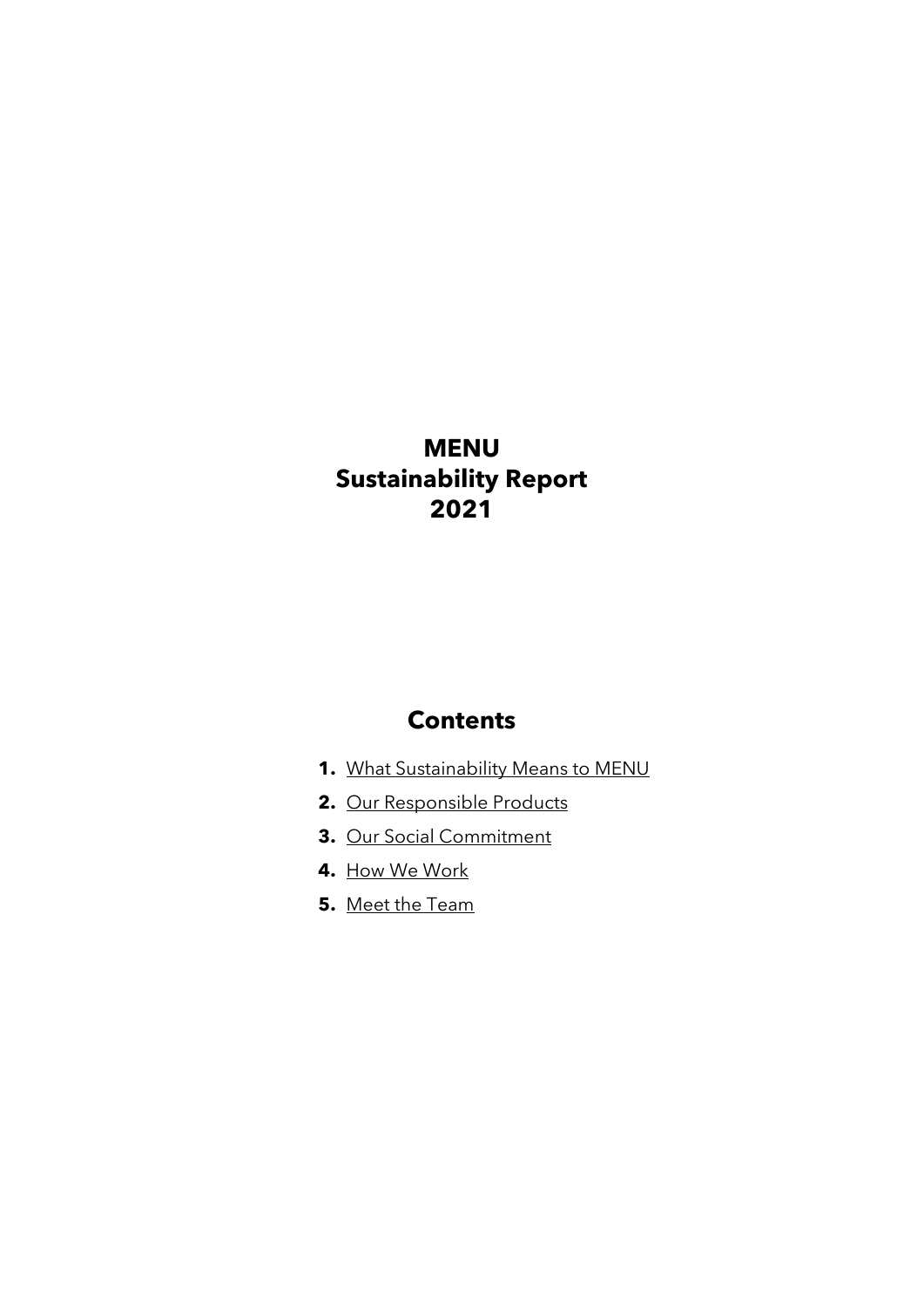# MENU
# Sustainability Report
# 2021

## Contents

1. What Sustainability Means to MENU
2. Our Responsible Products
3. Our Social Commitment
4. How We Work
5. Meet the Team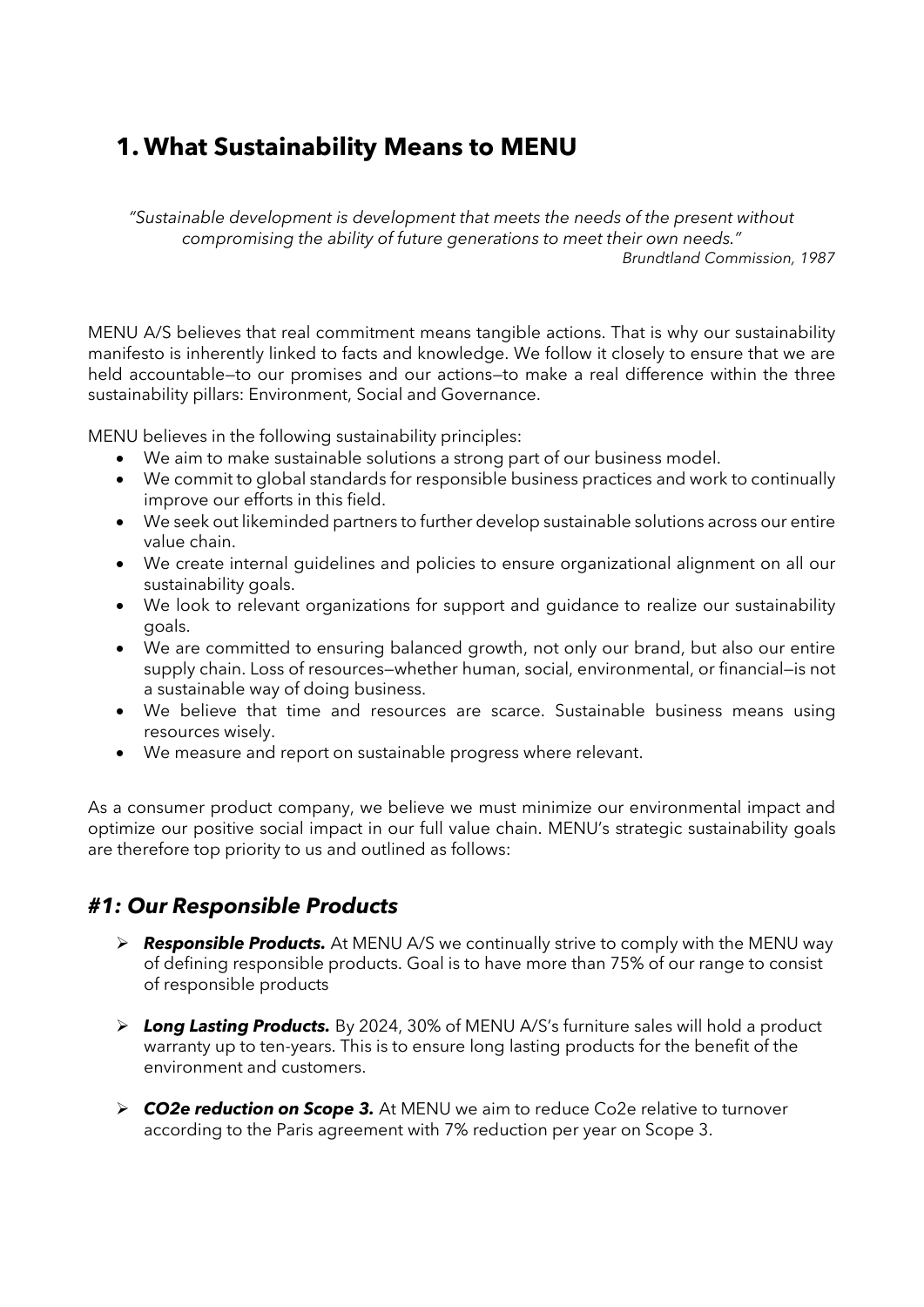# 1. What Sustainability Means to MENU

*"Sustainable development is development that meets the needs of the present without compromising the ability of future generations to meet their own needs."*
*Brundtland Commission, 1987*

MENU A/S believes that real commitment means tangible actions. That is why our sustainability manifesto is inherently linked to facts and knowledge. We follow it closely to ensure that we are held accountable—to our promises and our actions—to make a real difference within the three sustainability pillars: Environment, Social and Governance.

MENU believes in the following sustainability principles:

- We aim to make sustainable solutions a strong part of our business model.
- We commit to global standards for responsible business practices and work to continually improve our efforts in this field.
- We seek out likeminded partners to further develop sustainable solutions across our entire value chain.
- We create internal guidelines and policies to ensure organizational alignment on all our sustainability goals.
- We look to relevant organizations for support and guidance to realize our sustainability goals.
- We are committed to ensuring balanced growth, not only our brand, but also our entire supply chain. Loss of resources—whether human, social, environmental, or financial—is not a sustainable way of doing business.
- We believe that time and resources are scarce. Sustainable business means using resources wisely.
- We measure and report on sustainable progress where relevant.

As a consumer product company, we believe we must minimize our environmental impact and optimize our positive social impact in our full value chain. MENU's strategic sustainability goals are therefore top priority to us and outlined as follows:

## *#1: Our Responsible Products*

- ***Responsible Products.*** At MENU A/S we continually strive to comply with the MENU way of defining responsible products. Goal is to have more than 75% of our range to consist of responsible products

- ***Long Lasting Products.*** By 2024, 30% of MENU A/S's furniture sales will hold a product warranty up to ten-years. This is to ensure long lasting products for the benefit of the environment and customers.

- ***$CO_2e$ reduction on Scope 3.*** At MENU we aim to reduce $Co_2e$ relative to turnover according to the Paris agreement with 7% reduction per year on Scope 3.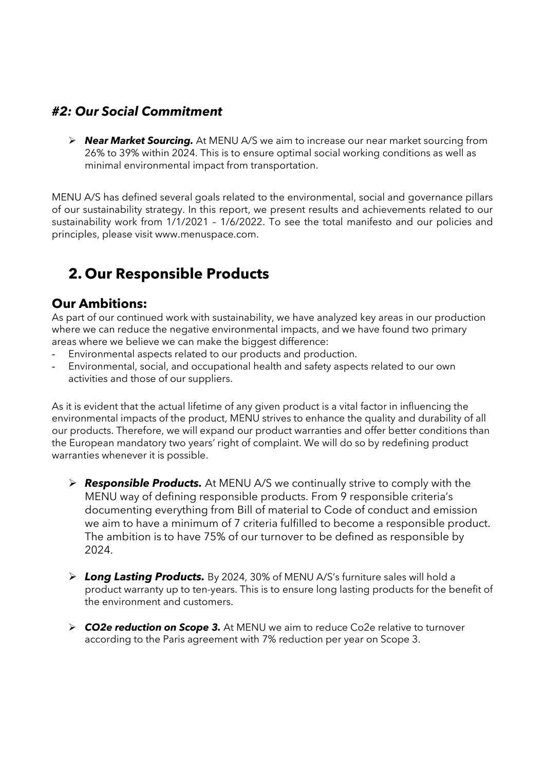### *#2: Our Social Commitment*

- ***Near Market Sourcing.*** At MENU A/S we aim to increase our near market sourcing from 26% to 39% within 2024. This is to ensure optimal social working conditions as well as minimal environmental impact from transportation.

MENU A/S has defined several goals related to the environmental, social and governance pillars of our sustainability strategy. In this report, we present results and achievements related to our sustainability work from 1/1/2021 – 1/6/2022. To see the total manifesto and our policies and principles, please visit www.menuspace.com.

## 2. Our Responsible Products

### Our Ambitions:

As part of our continued work with sustainability, we have analyzed key areas in our production where we can reduce the negative environmental impacts, and we have found two primary areas where we believe we can make the biggest difference:

- Environmental aspects related to our products and production.
- Environmental, social, and occupational health and safety aspects related to our own activities and those of our suppliers.

As it is evident that the actual lifetime of any given product is a vital factor in influencing the environmental impacts of the product, MENU strives to enhance the quality and durability of all our products. Therefore, we will expand our product warranties and offer better conditions than the European mandatory two years' right of complaint. We will do so by redefining product warranties whenever it is possible.

- ***Responsible Products.*** At MENU A/S we continually strive to comply with the MENU way of defining responsible products. From 9 responsible criteria's documenting everything from Bill of material to Code of conduct and emission we aim to have a minimum of 7 criteria fulfilled to become a responsible product. The ambition is to have 75% of our turnover to be defined as responsible by 2024.

- ***Long Lasting Products.*** By 2024, 30% of MENU A/S's furniture sales will hold a product warranty up to ten-years. This is to ensure long lasting products for the benefit of the environment and customers.

- ***CO2e reduction on Scope 3.*** At MENU we aim to reduce Co2e relative to turnover according to the Paris agreement with 7% reduction per year on Scope 3.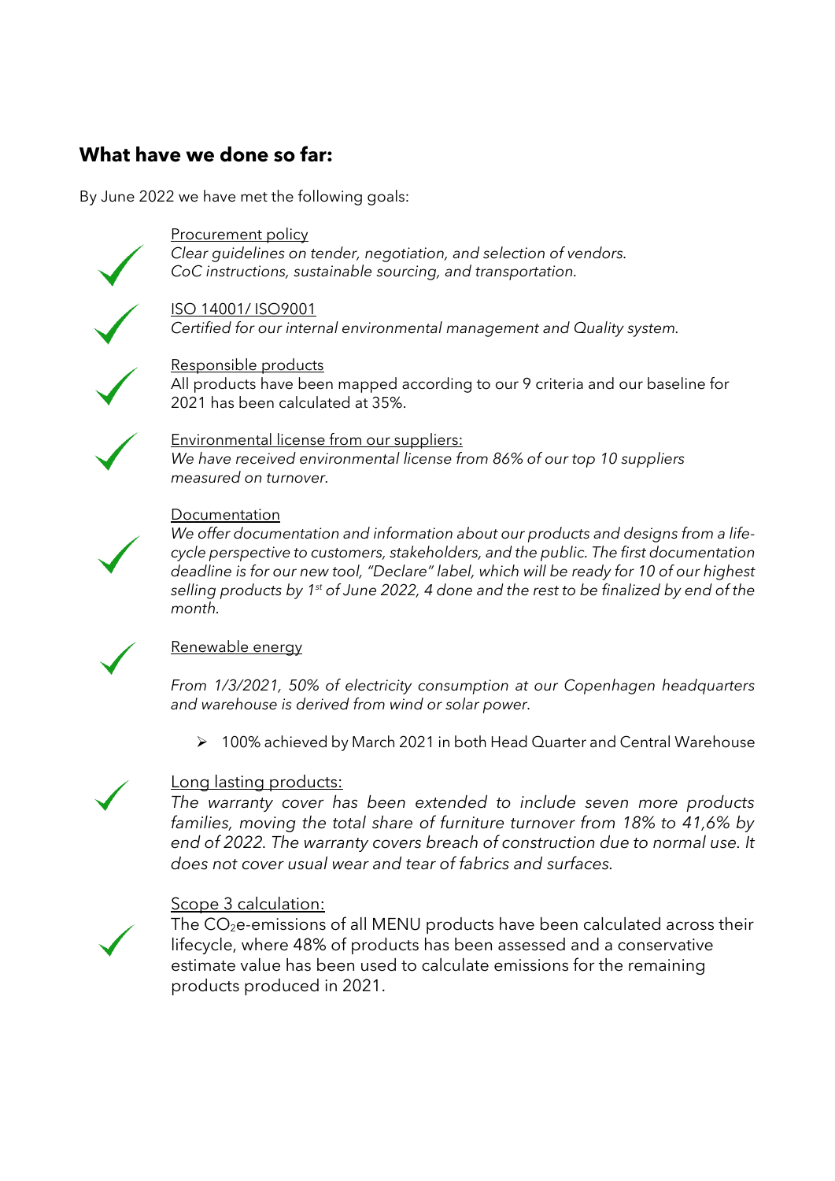## What have we done so far:

By June 2022 we have met the following goals:

✓ Procurement policy
*Clear guidelines on tender, negotiation, and selection of vendors.*
*CoC instructions, sustainable sourcing, and transportation.*

✓ ISO 14001/ ISO9001
*Certified for our internal environmental management and Quality system.*

✓ Responsible products
All products have been mapped according to our 9 criteria and our baseline for 2021 has been calculated at 35%.

✓ Environmental license from our suppliers:
*We have received environmental license from 86% of our top 10 suppliers measured on turnover.*

✓ Documentation
*We offer documentation and information about our products and designs from a life-cycle perspective to customers, stakeholders, and the public. The first documentation deadline is for our new tool, "Declare" label, which will be ready for 10 of our highest selling products by 1st of June 2022, 4 done and the rest to be finalized by end of the month.*

✓ Renewable energy

*From 1/3/2021, 50% of electricity consumption at our Copenhagen headquarters and warehouse is derived from wind or solar power.*

- 100% achieved by March 2021 in both Head Quarter and Central Warehouse

✓ Long lasting products:
*The warranty cover has been extended to include seven more products families, moving the total share of furniture turnover from 18% to 41,6% by end of 2022. The warranty covers breach of construction due to normal use. It does not cover usual wear and tear of fabrics and surfaces.*

✓ Scope 3 calculation:
The $CO_2$e-emissions of all MENU products have been calculated across their lifecycle, where 48% of products has been assessed and a conservative estimate value has been used to calculate emissions for the remaining products produced in 2021.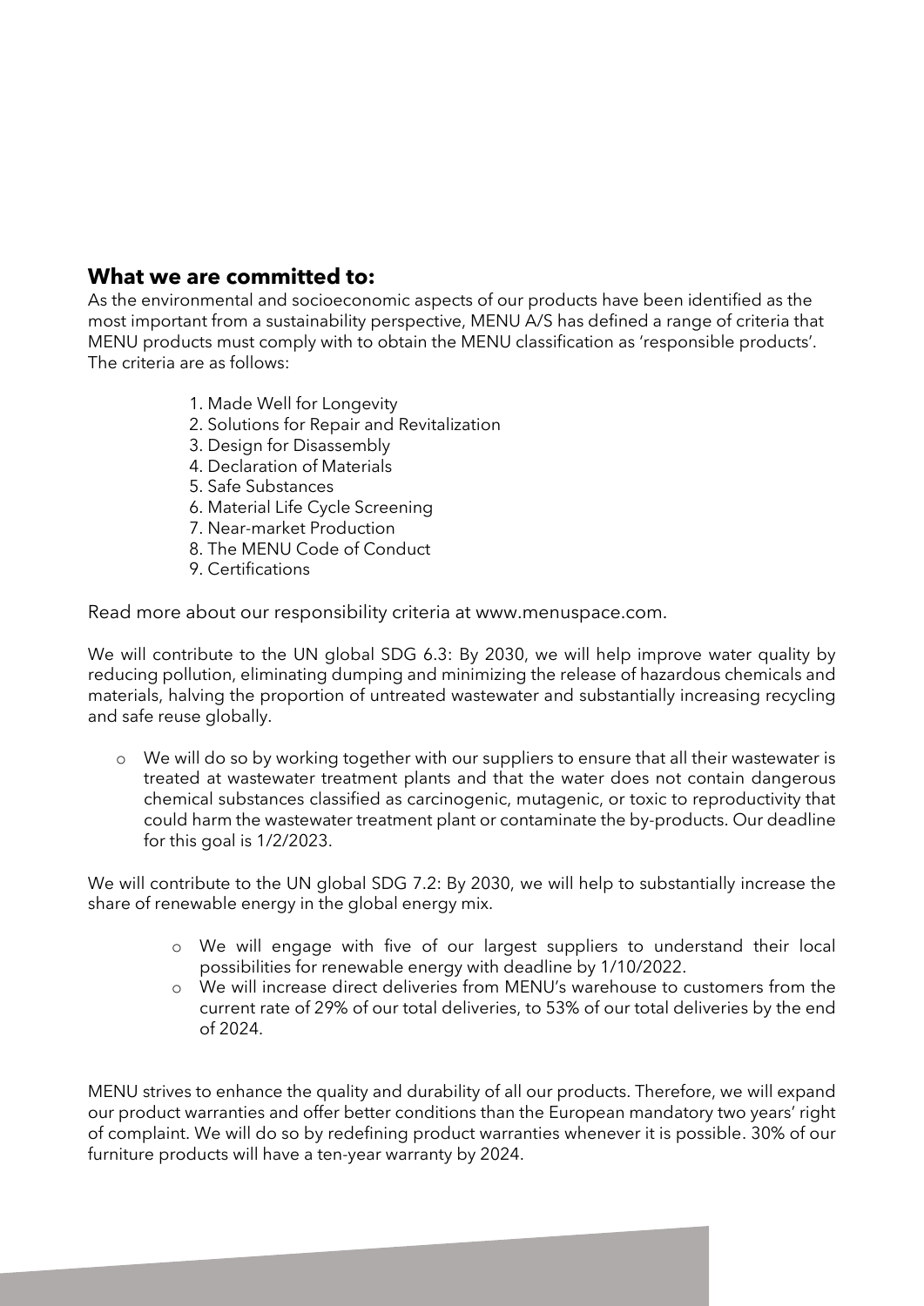## What we are committed to:

As the environmental and socioeconomic aspects of our products have been identified as the most important from a sustainability perspective, MENU A/S has defined a range of criteria that MENU products must comply with to obtain the MENU classification as 'responsible products'. The criteria are as follows:

1. Made Well for Longevity
2. Solutions for Repair and Revitalization
3. Design for Disassembly
4. Declaration of Materials
5. Safe Substances
6. Material Life Cycle Screening
7. Near-market Production
8. The MENU Code of Conduct
9. Certifications

Read more about our responsibility criteria at www.menuspace.com.

We will contribute to the UN global SDG 6.3: By 2030, we will help improve water quality by reducing pollution, eliminating dumping and minimizing the release of hazardous chemicals and materials, halving the proportion of untreated wastewater and substantially increasing recycling and safe reuse globally.

- We will do so by working together with our suppliers to ensure that all their wastewater is treated at wastewater treatment plants and that the water does not contain dangerous chemical substances classified as carcinogenic, mutagenic, or toxic to reproductivity that could harm the wastewater treatment plant or contaminate the by-products. Our deadline for this goal is 1/2/2023.

We will contribute to the UN global SDG 7.2: By 2030, we will help to substantially increase the share of renewable energy in the global energy mix.

- We will engage with five of our largest suppliers to understand their local possibilities for renewable energy with deadline by 1/10/2022.
- We will increase direct deliveries from MENU's warehouse to customers from the current rate of 29% of our total deliveries, to 53% of our total deliveries by the end of 2024.

MENU strives to enhance the quality and durability of all our products. Therefore, we will expand our product warranties and offer better conditions than the European mandatory two years' right of complaint. We will do so by redefining product warranties whenever it is possible. 30% of our furniture products will have a ten-year warranty by 2024.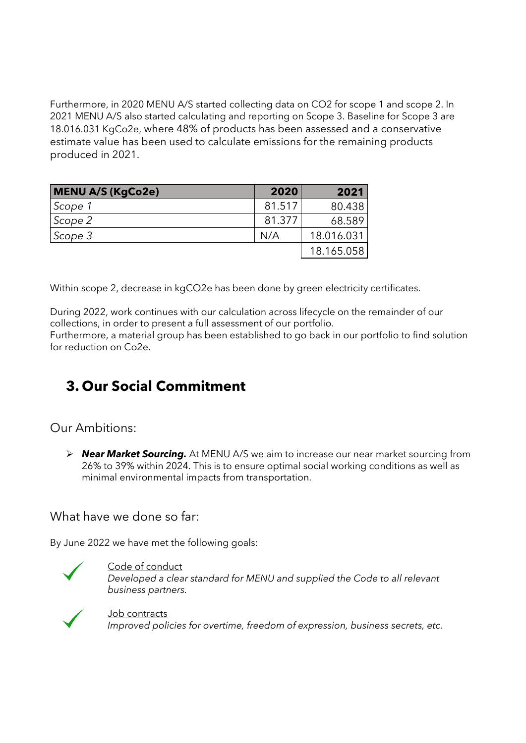Furthermore, in 2020 MENU A/S started collecting data on CO2 for scope 1 and scope 2. In 2021 MENU A/S also started calculating and reporting on Scope 3. Baseline for Scope 3 are 18.016.031 KgCo2e, where 48% of products has been assessed and a conservative estimate value has been used to calculate emissions for the remaining products produced in 2021.

| MENU A/S (KgCo2e) | 2020 | 2021 |
|---|---|---|
| *Scope 1* | 81.517 | 80.438 |
| *Scope 2* | 81.377 | 68.589 |
| *Scope 3* | N/A | 18.016.031 |
| | | 18.165.058 |

Within scope 2, decrease in kgCO2e has been done by green electricity certificates.

During 2022, work continues with our calculation across lifecycle on the remainder of our collections, in order to present a full assessment of our portfolio.
Furthermore, a material group has been established to go back in our portfolio to find solution for reduction on Co2e.

## 3. Our Social Commitment

### Our Ambitions:

- ***Near Market Sourcing.*** At MENU A/S we aim to increase our near market sourcing from 26% to 39% within 2024. This is to ensure optimal social working conditions as well as minimal environmental impacts from transportation.

### What have we done so far:

By June 2022 we have met the following goals:

- ✓ Code of conduct
  *Developed a clear standard for MENU and supplied the Code to all relevant business partners.*

- ✓ Job contracts
  *Improved policies for overtime, freedom of expression, business secrets, etc.*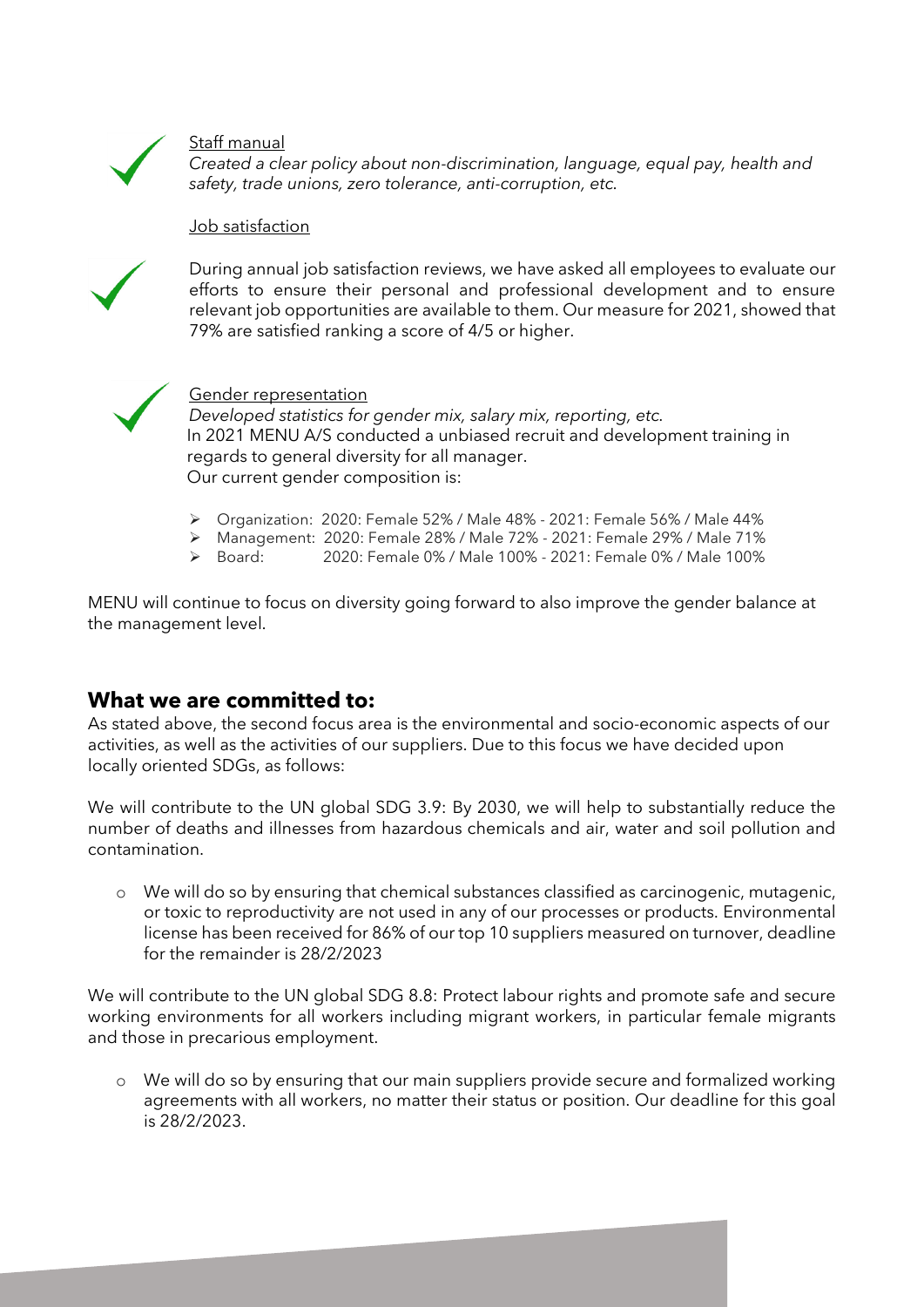✓ Staff manual

*Created a clear policy about non-discrimination, language, equal pay, health and safety, trade unions, zero tolerance, anti-corruption, etc.*

✓ Job satisfaction

During annual job satisfaction reviews, we have asked all employees to evaluate our efforts to ensure their personal and professional development and to ensure relevant job opportunities are available to them. Our measure for 2021, showed that 79% are satisfied ranking a score of 4/5 or higher.

✓ Gender representation

*Developed statistics for gender mix, salary mix, reporting, etc.*
In 2021 MENU A/S conducted a unbiased recruit and development training in regards to general diversity for all manager.
Our current gender composition is:

- Organization: 2020: Female 52% / Male 48% - 2021: Female 56% / Male 44%
- Management: 2020: Female 28% / Male 72% - 2021: Female 29% / Male 71%
- Board: 2020: Female 0% / Male 100% - 2021: Female 0% / Male 100%

MENU will continue to focus on diversity going forward to also improve the gender balance at the management level.

## What we are committed to:

As stated above, the second focus area is the environmental and socio-economic aspects of our activities, as well as the activities of our suppliers. Due to this focus we have decided upon locally oriented SDGs, as follows:

We will contribute to the UN global SDG 3.9: By 2030, we will help to substantially reduce the number of deaths and illnesses from hazardous chemicals and air, water and soil pollution and contamination.

- We will do so by ensuring that chemical substances classified as carcinogenic, mutagenic, or toxic to reproductivity are not used in any of our processes or products. Environmental license has been received for 86% of our top 10 suppliers measured on turnover, deadline for the remainder is 28/2/2023

We will contribute to the UN global SDG 8.8: Protect labour rights and promote safe and secure working environments for all workers including migrant workers, in particular female migrants and those in precarious employment.

- We will do so by ensuring that our main suppliers provide secure and formalized working agreements with all workers, no matter their status or position. Our deadline for this goal is 28/2/2023.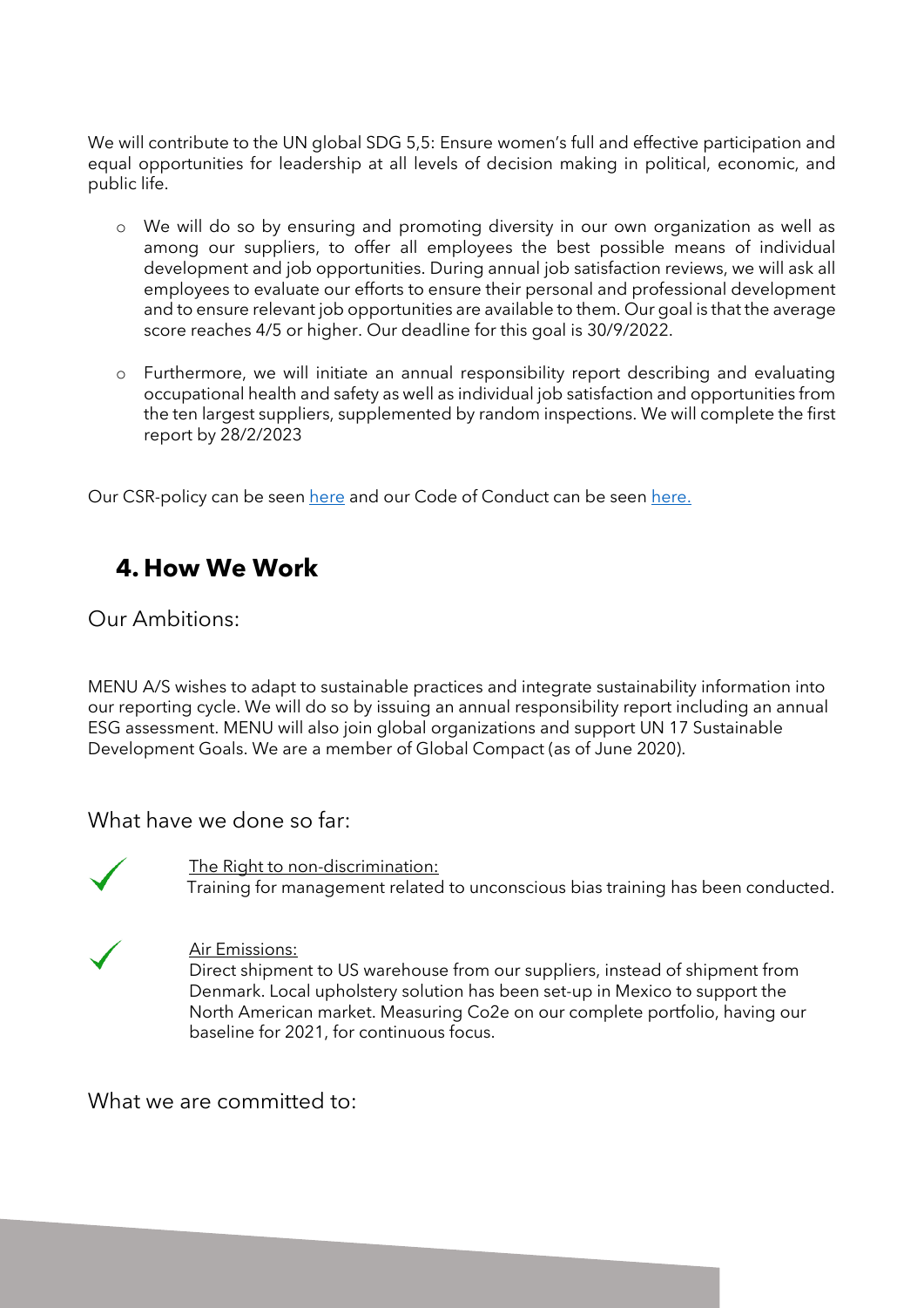We will contribute to the UN global SDG 5,5: Ensure women's full and effective participation and equal opportunities for leadership at all levels of decision making in political, economic, and public life.

- We will do so by ensuring and promoting diversity in our own organization as well as among our suppliers, to offer all employees the best possible means of individual development and job opportunities. During annual job satisfaction reviews, we will ask all employees to evaluate our efforts to ensure their personal and professional development and to ensure relevant job opportunities are available to them. Our goal is that the average score reaches 4/5 or higher. Our deadline for this goal is 30/9/2022.

- Furthermore, we will initiate an annual responsibility report describing and evaluating occupational health and safety as well as individual job satisfaction and opportunities from the ten largest suppliers, supplemented by random inspections. We will complete the first report by 28/2/2023

Our CSR-policy can be seen here and our Code of Conduct can be seen here.

## 4. How We Work

### Our Ambitions:

MENU A/S wishes to adapt to sustainable practices and integrate sustainability information into our reporting cycle. We will do so by issuing an annual responsibility report including an annual ESG assessment. MENU will also join global organizations and support UN 17 Sustainable Development Goals. We are a member of Global Compact (as of June 2020).

### What have we done so far:

✓ The Right to non-discrimination:
Training for management related to unconscious bias training has been conducted.

✓ Air Emissions:
Direct shipment to US warehouse from our suppliers, instead of shipment from Denmark. Local upholstery solution has been set-up in Mexico to support the North American market. Measuring Co2e on our complete portfolio, having our baseline for 2021, for continuous focus.

### What we are committed to: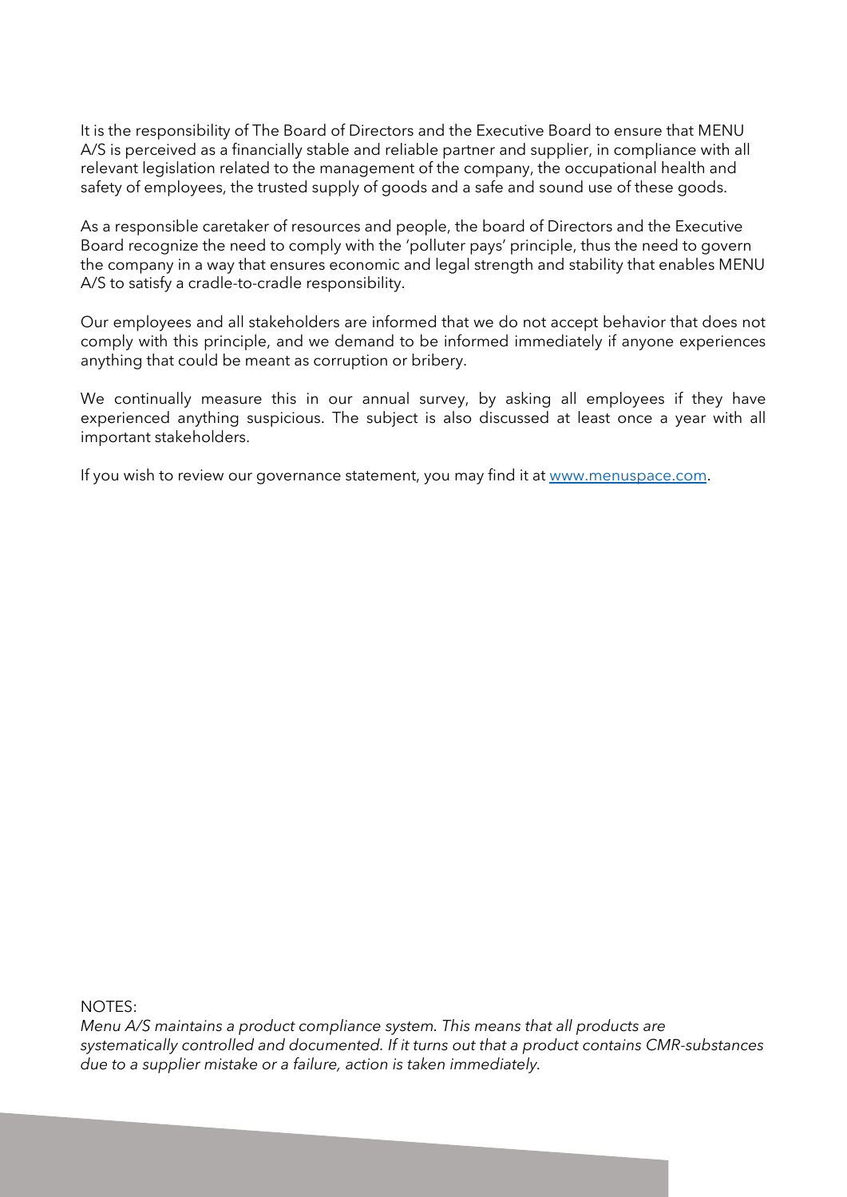It is the responsibility of The Board of Directors and the Executive Board to ensure that MENU A/S is perceived as a financially stable and reliable partner and supplier, in compliance with all relevant legislation related to the management of the company, the occupational health and safety of employees, the trusted supply of goods and a safe and sound use of these goods.

As a responsible caretaker of resources and people, the board of Directors and the Executive Board recognize the need to comply with the 'polluter pays' principle, thus the need to govern the company in a way that ensures economic and legal strength and stability that enables MENU A/S to satisfy a cradle-to-cradle responsibility.

Our employees and all stakeholders are informed that we do not accept behavior that does not comply with this principle, and we demand to be informed immediately if anyone experiences anything that could be meant as corruption or bribery.

We continually measure this in our annual survey, by asking all employees if they have experienced anything suspicious. The subject is also discussed at least once a year with all important stakeholders.

If you wish to review our governance statement, you may find it at [www.menuspace.com](http://www.menuspace.com).

NOTES:

*Menu A/S maintains a product compliance system. This means that all products are systematically controlled and documented. If it turns out that a product contains CMR-substances due to a supplier mistake or a failure, action is taken immediately.*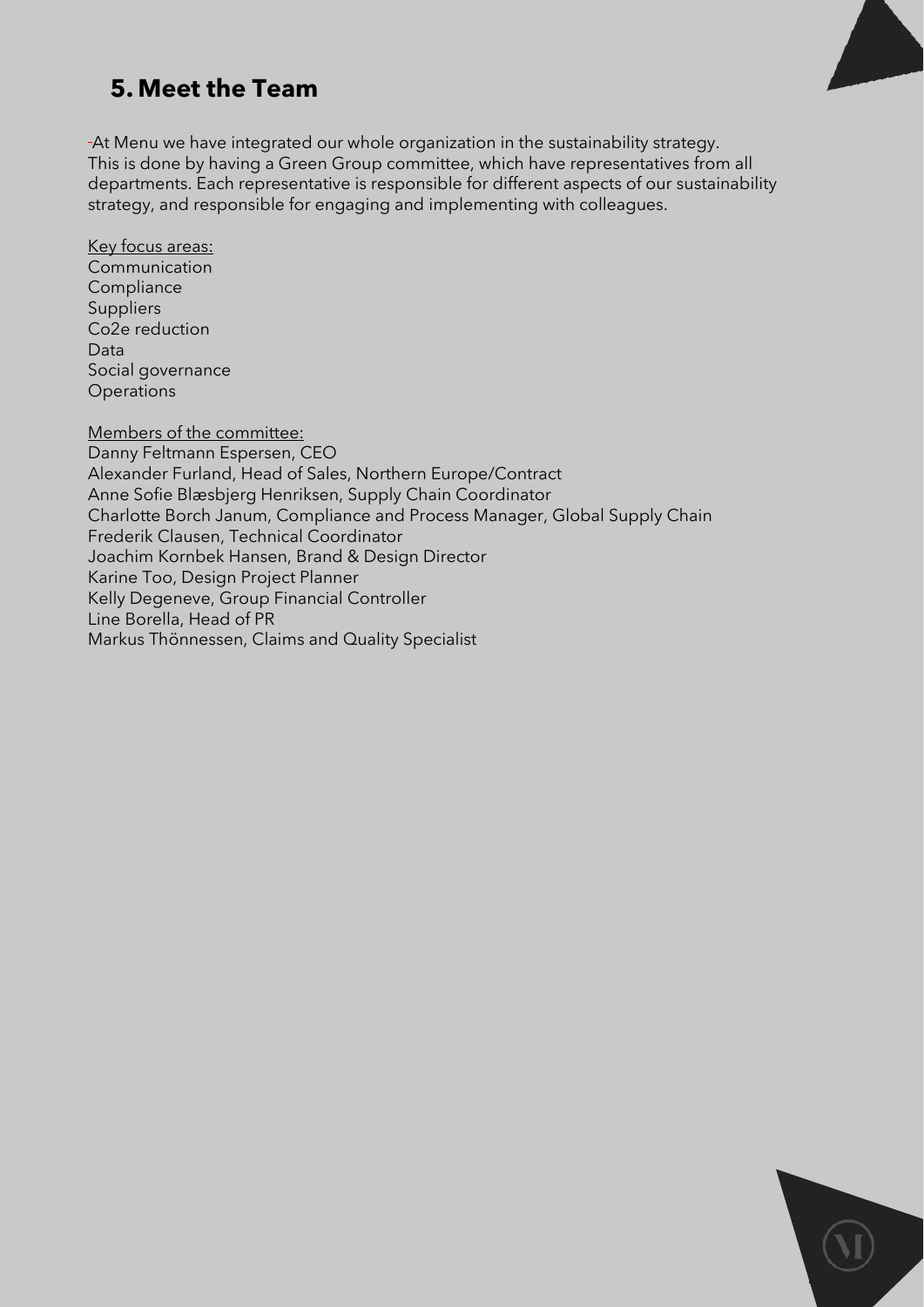## 5. Meet the Team

-At Menu we have integrated our whole organization in the sustainability strategy. This is done by having a Green Group committee, which have representatives from all departments. Each representative is responsible for different aspects of our sustainability strategy, and responsible for engaging and implementing with colleagues.

Key focus areas:
Communication
Compliance
Suppliers
Co2e reduction
Data
Social governance
Operations

Members of the committee:
Danny Feltmann Espersen, CEO
Alexander Furland, Head of Sales, Northern Europe/Contract
Anne Sofie Blæsbjerg Henriksen, Supply Chain Coordinator
Charlotte Borch Janum, Compliance and Process Manager, Global Supply Chain
Frederik Clausen, Technical Coordinator
Joachim Kornbek Hansen, Brand & Design Director
Karine Too, Design Project Planner
Kelly Degeneve, Group Financial Controller
Line Borella, Head of PR
Markus Thönnessen, Claims and Quality Specialist